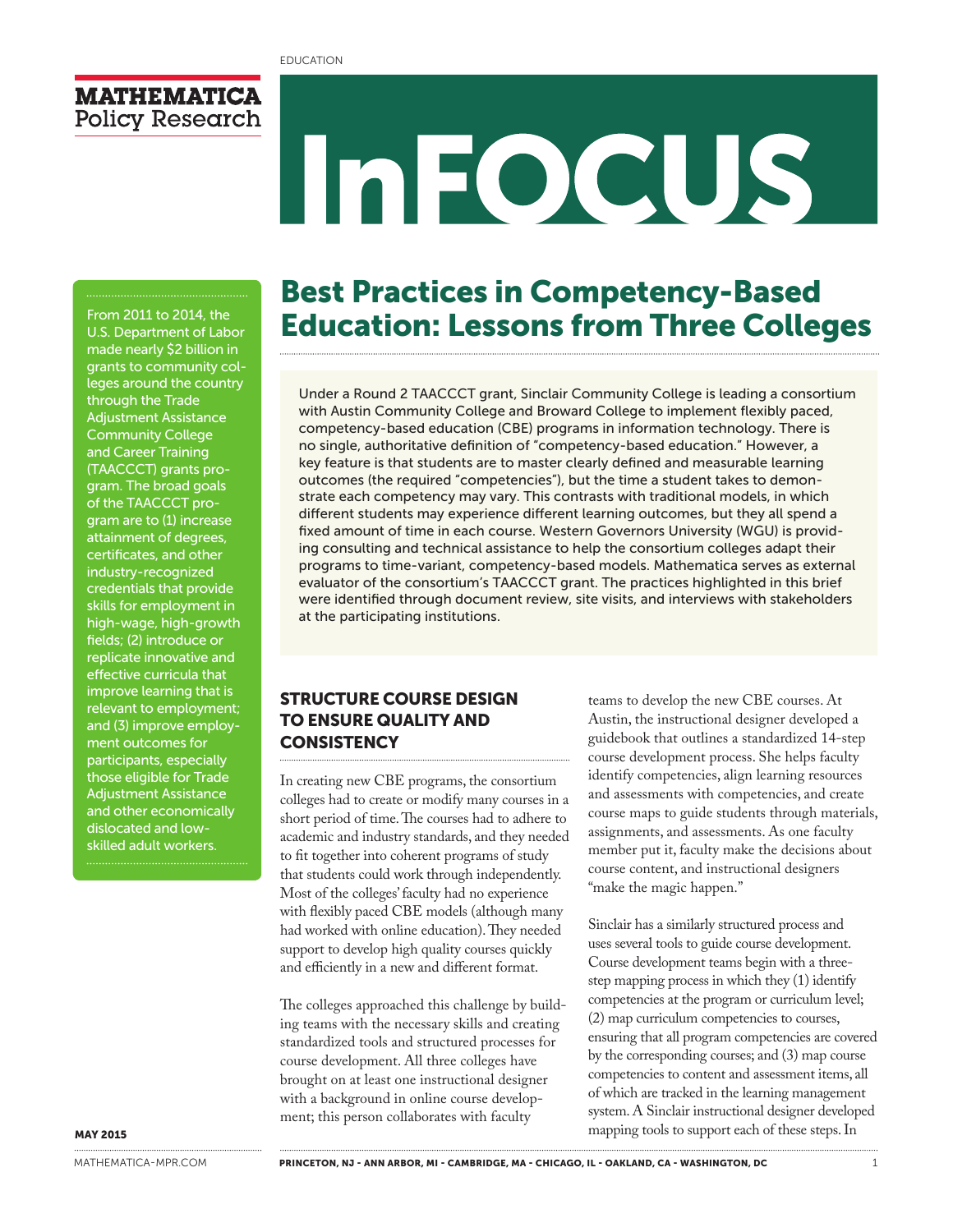EDUCATION

**MATHEMATICA Policy Research**

# InFOCUS

# Best Practices in Competency-Based Education: Lessons from Three Colleges

From 2011 to 2014, the U.S. Department of Labor made nearly $2 billion in grants to community colleges around the country through the Trade Adjustment Assistance Community College and Career Training (TAACCCT) grants program. The broad goals of the TAACCCT program are to (1) increase attainment of degrees, certificates, and other industry-recognized credentials that provide skills for employment in high-wage, high-growth fields; (2) introduce or replicate innovative and effective curricula that improve learning that is relevant to employment; and (3) improve employment outcomes for participants, especially those eligible for Trade Adjustment Assistance and other economically dislocated and low-skilled adult workers.

MAY 2015

Under a Round 2 TAACCCT grant, Sinclair Community College is leading a consortium with Austin Community College and Broward College to implement flexibly paced, competency-based education (CBE) programs in information technology. There is no single, authoritative definition of "competency-based education." However, a key feature is that students are to master clearly defined and measurable learning outcomes (the required "competencies"), but the time a student takes to demonstrate each competency may vary. This contrasts with traditional models, in which different students may experience different learning outcomes, but they all spend a fixed amount of time in each course. Western Governors University (WGU) is providing consulting and technical assistance to help the consortium colleges adapt their programs to time-variant, competency-based models. Mathematica serves as external evaluator of the consortium's TAACCCT grant. The practices highlighted in this brief were identified through document review, site visits, and interviews with stakeholders at the participating institutions.

## STRUCTURE COURSE DESIGN TO ENSURE QUALITY AND CONSISTENCY

In creating new CBE programs, the consortium colleges had to create or modify many courses in a short period of time. The courses had to adhere to academic and industry standards, and they needed to fit together into coherent programs of study that students could work through independently. Most of the colleges' faculty had no experience with flexibly paced CBE models (although many had worked with online education). They needed support to develop high quality courses quickly and efficiently in a new and different format.

The colleges approached this challenge by building teams with the necessary skills and creating standardized tools and structured processes for course development. All three colleges have brought on at least one instructional designer with a background in online course development; this person collaborates with faculty teams to develop the new CBE courses. At Austin, the instructional designer developed a guidebook that outlines a standardized 14-step course development process. She helps faculty identify competencies, align learning resources and assessments with competencies, and create course maps to guide students through materials, assignments, and assessments. As one faculty member put it, faculty make the decisions about course content, and instructional designers "make the magic happen."

Sinclair has a similarly structured process and uses several tools to guide course development. Course development teams begin with a three-step mapping process in which they (1) identify competencies at the program or curriculum level; (2) map curriculum competencies to courses, ensuring that all program competencies are covered by the corresponding courses; and (3) map course competencies to content and assessment items, all of which are tracked in the learning management system. A Sinclair instructional designer developed mapping tools to support each of these steps. In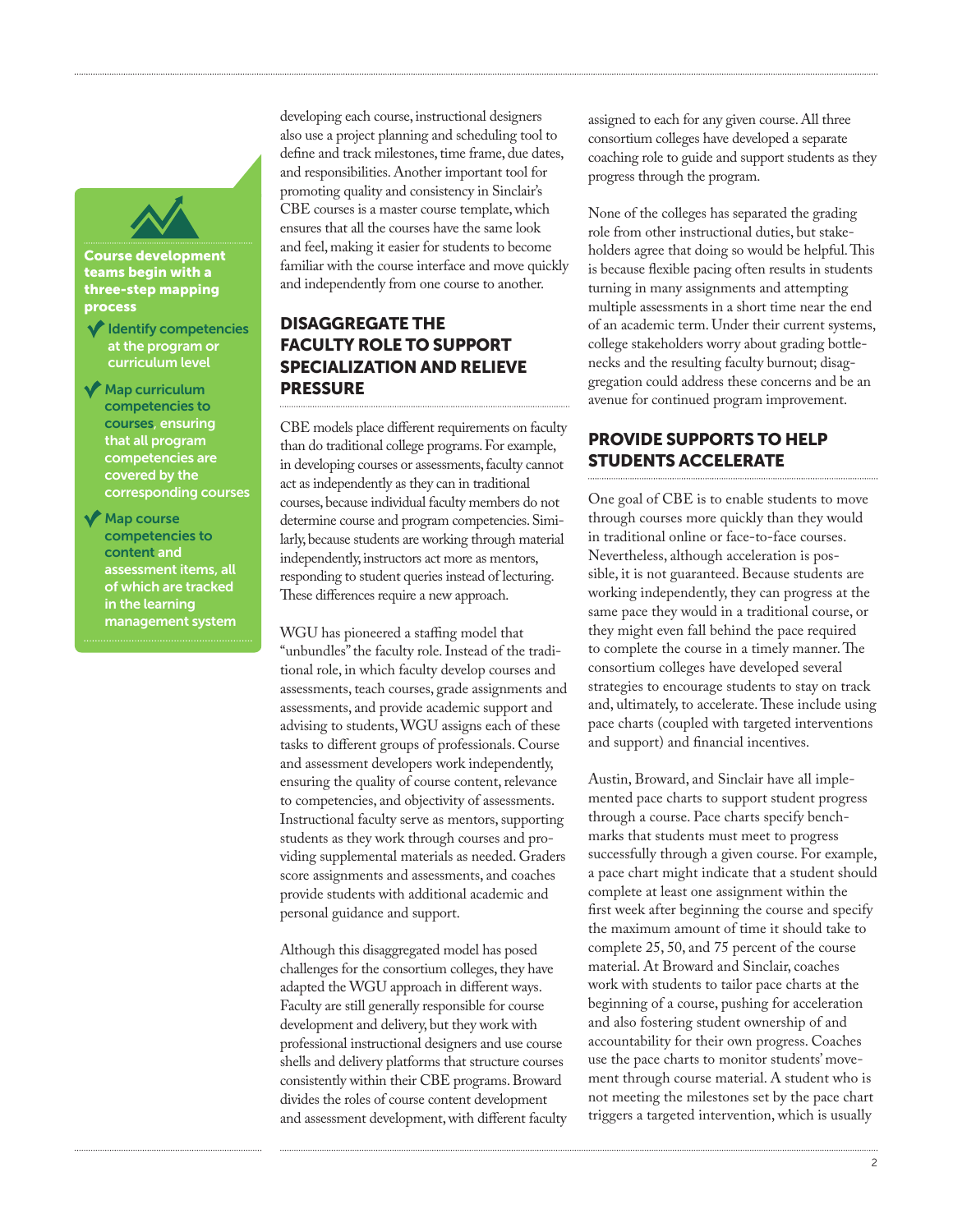**Course development teams begin with a three-step mapping process**

- **Identify competencies** at the program or curriculum level
- **Map curriculum competencies to courses**, ensuring that all program competencies are covered by the corresponding courses
- **Map course competencies to content** and assessment items, all of which are tracked in the learning management system

developing each course, instructional designers also use a project planning and scheduling tool to define and track milestones, time frame, due dates, and responsibilities. Another important tool for promoting quality and consistency in Sinclair's CBE courses is a master course template, which ensures that all the courses have the same look and feel, making it easier for students to become familiar with the course interface and move quickly and independently from one course to another.

## DISAGGREGATE THE FACULTY ROLE TO SUPPORT SPECIALIZATION AND RELIEVE PRESSURE

CBE models place different requirements on faculty than do traditional college programs. For example, in developing courses or assessments, faculty cannot act as independently as they can in traditional courses, because individual faculty members do not determine course and program competencies. Similarly, because students are working through material independently, instructors act more as mentors, responding to student queries instead of lecturing. These differences require a new approach.

WGU has pioneered a staffing model that "unbundles" the faculty role. Instead of the traditional role, in which faculty develop courses and assessments, teach courses, grade assignments and assessments, and provide academic support and advising to students, WGU assigns each of these tasks to different groups of professionals. Course and assessment developers work independently, ensuring the quality of course content, relevance to competencies, and objectivity of assessments. Instructional faculty serve as mentors, supporting students as they work through courses and providing supplemental materials as needed. Graders score assignments and assessments, and coaches provide students with additional academic and personal guidance and support.

Although this disaggregated model has posed challenges for the consortium colleges, they have adapted the WGU approach in different ways. Faculty are still generally responsible for course development and delivery, but they work with professional instructional designers and use course shells and delivery platforms that structure courses consistently within their CBE programs. Broward divides the roles of course content development and assessment development, with different faculty assigned to each for any given course. All three consortium colleges have developed a separate coaching role to guide and support students as they progress through the program.

None of the colleges has separated the grading role from other instructional duties, but stakeholders agree that doing so would be helpful. This is because flexible pacing often results in students turning in many assignments and attempting multiple assessments in a short time near the end of an academic term. Under their current systems, college stakeholders worry about grading bottlenecks and the resulting faculty burnout; disaggregation could address these concerns and be an avenue for continued program improvement.

## PROVIDE SUPPORTS TO HELP STUDENTS ACCELERATE

One goal of CBE is to enable students to move through courses more quickly than they would in traditional online or face-to-face courses. Nevertheless, although acceleration is possible, it is not guaranteed. Because students are working independently, they can progress at the same pace they would in a traditional course, or they might even fall behind the pace required to complete the course in a timely manner. The consortium colleges have developed several strategies to encourage students to stay on track and, ultimately, to accelerate. These include using pace charts (coupled with targeted interventions and support) and financial incentives.

Austin, Broward, and Sinclair have all implemented pace charts to support student progress through a course. Pace charts specify benchmarks that students must meet to progress successfully through a given course. For example, a pace chart might indicate that a student should complete at least one assignment within the first week after beginning the course and specify the maximum amount of time it should take to complete 25, 50, and 75 percent of the course material. At Broward and Sinclair, coaches work with students to tailor pace charts at the beginning of a course, pushing for acceleration and also fostering student ownership of and accountability for their own progress. Coaches use the pace charts to monitor students' movement through course material. A student who is not meeting the milestones set by the pace chart triggers a targeted intervention, which is usually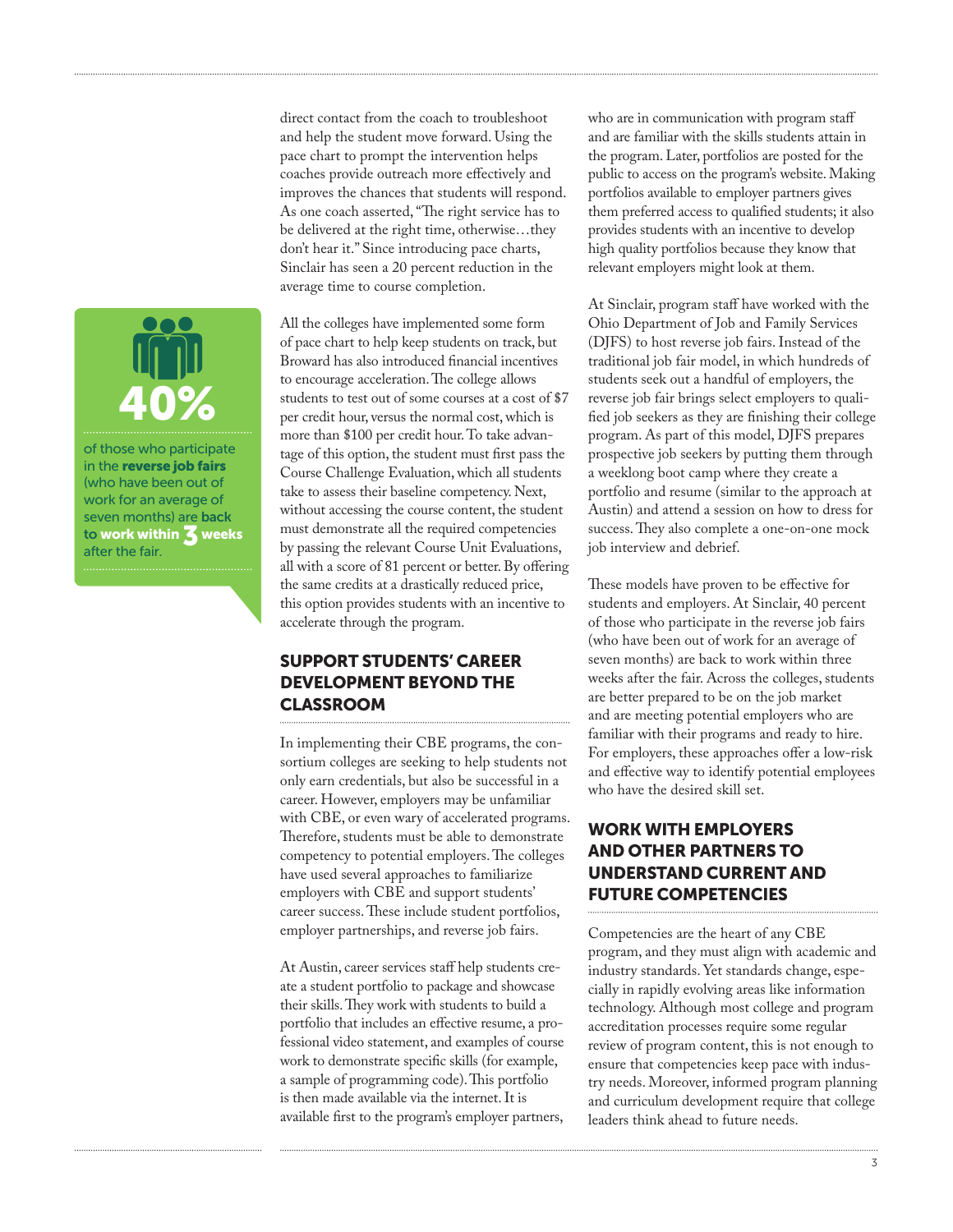direct contact from the coach to troubleshoot and help the student move forward. Using the pace chart to prompt the intervention helps coaches provide outreach more effectively and improves the chances that students will respond. As one coach asserted, "The right service has to be delivered at the right time, otherwise…they don't hear it." Since introducing pace charts, Sinclair has seen a 20 percent reduction in the average time to course completion.

**40%**

of those who participate in the **reverse job fairs** (who have been out of work for an average of seven months) are **back to work within 3 weeks** after the fair.

All the colleges have implemented some form of pace chart to help keep students on track, but Broward has also introduced financial incentives to encourage acceleration. The college allows students to test out of some courses at a cost of $7 per credit hour, versus the normal cost, which is more than $100 per credit hour. To take advantage of this option, the student must first pass the Course Challenge Evaluation, which all students take to assess their baseline competency. Next, without accessing the course content, the student must demonstrate all the required competencies by passing the relevant Course Unit Evaluations, all with a score of 81 percent or better. By offering the same credits at a drastically reduced price, this option provides students with an incentive to accelerate through the program.

## SUPPORT STUDENTS' CAREER DEVELOPMENT BEYOND THE CLASSROOM

In implementing their CBE programs, the consortium colleges are seeking to help students not only earn credentials, but also be successful in a career. However, employers may be unfamiliar with CBE, or even wary of accelerated programs. Therefore, students must be able to demonstrate competency to potential employers. The colleges have used several approaches to familiarize employers with CBE and support students' career success. These include student portfolios, employer partnerships, and reverse job fairs.

At Austin, career services staff help students create a student portfolio to package and showcase their skills. They work with students to build a portfolio that includes an effective resume, a professional video statement, and examples of course work to demonstrate specific skills (for example, a sample of programming code). This portfolio is then made available via the internet. It is available first to the program's employer partners, who are in communication with program staff and are familiar with the skills students attain in the program. Later, portfolios are posted for the public to access on the program's website. Making portfolios available to employer partners gives them preferred access to qualified students; it also provides students with an incentive to develop high quality portfolios because they know that relevant employers might look at them.

At Sinclair, program staff have worked with the Ohio Department of Job and Family Services (DJFS) to host reverse job fairs. Instead of the traditional job fair model, in which hundreds of students seek out a handful of employers, the reverse job fair brings select employers to qualified job seekers as they are finishing their college program. As part of this model, DJFS prepares prospective job seekers by putting them through a weeklong boot camp where they create a portfolio and resume (similar to the approach at Austin) and attend a session on how to dress for success. They also complete a one-on-one mock job interview and debrief.

These models have proven to be effective for students and employers. At Sinclair, 40 percent of those who participate in the reverse job fairs (who have been out of work for an average of seven months) are back to work within three weeks after the fair. Across the colleges, students are better prepared to be on the job market and are meeting potential employers who are familiar with their programs and ready to hire. For employers, these approaches offer a low-risk and effective way to identify potential employees who have the desired skill set.

## WORK WITH EMPLOYERS AND OTHER PARTNERS TO UNDERSTAND CURRENT AND FUTURE COMPETENCIES

Competencies are the heart of any CBE program, and they must align with academic and industry standards. Yet standards change, especially in rapidly evolving areas like information technology. Although most college and program accreditation processes require some regular review of program content, this is not enough to ensure that competencies keep pace with industry needs. Moreover, informed program planning and curriculum development require that college leaders think ahead to future needs.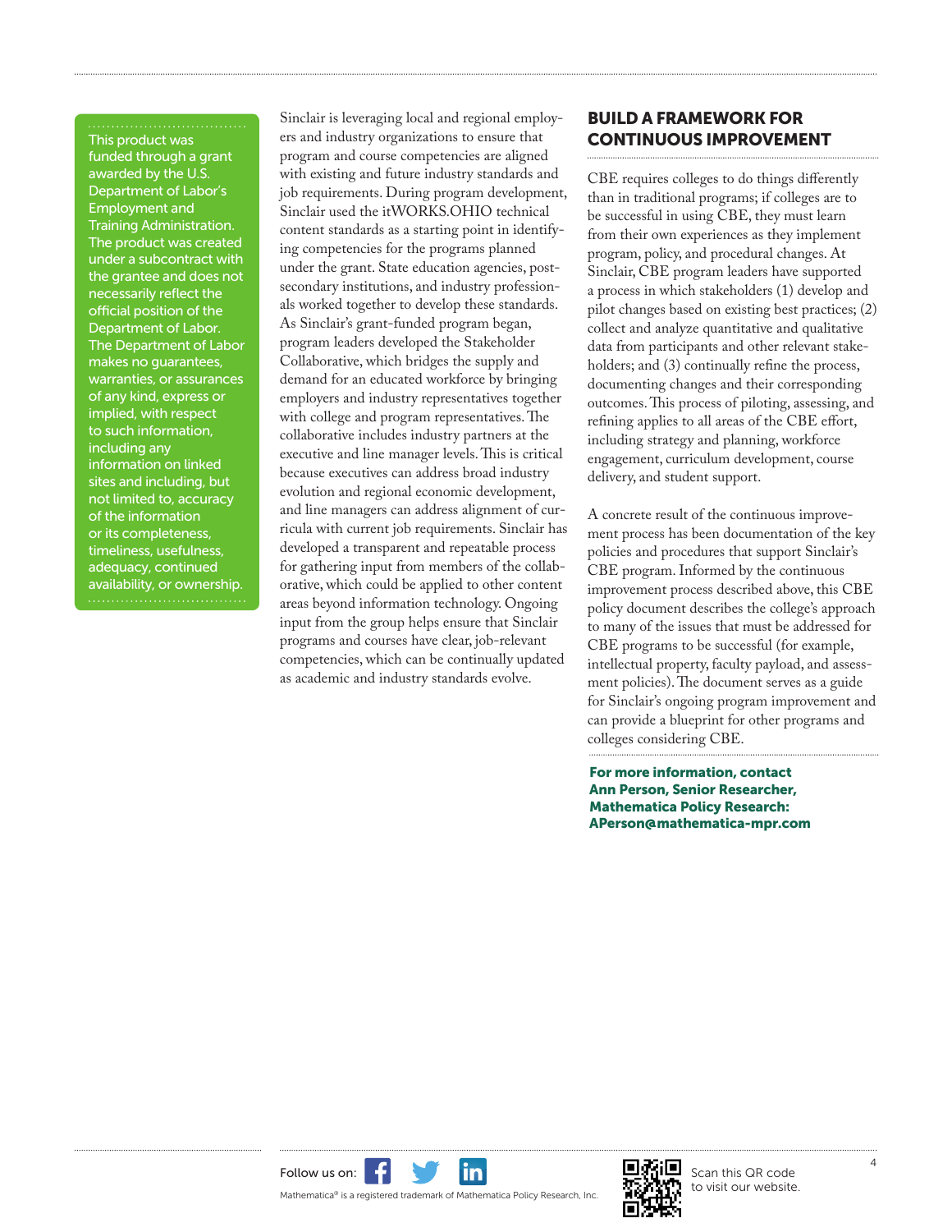This product was funded through a grant awarded by the U.S. Department of Labor's Employment and Training Administration. The product was created under a subcontract with the grantee and does not necessarily reflect the official position of the Department of Labor. The Department of Labor makes no guarantees, warranties, or assurances of any kind, express or implied, with respect to such information, including any information on linked sites and including, but not limited to, accuracy of the information or its completeness, timeliness, usefulness, adequacy, continued availability, or ownership.

Sinclair is leveraging local and regional employers and industry organizations to ensure that program and course competencies are aligned with existing and future industry standards and job requirements. During program development, Sinclair used the itWORKS.OHIO technical content standards as a starting point in identifying competencies for the programs planned under the grant. State education agencies, postsecondary institutions, and industry professionals worked together to develop these standards. As Sinclair's grant-funded program began, program leaders developed the Stakeholder Collaborative, which bridges the supply and demand for an educated workforce by bringing employers and industry representatives together with college and program representatives. The collaborative includes industry partners at the executive and line manager levels. This is critical because executives can address broad industry evolution and regional economic development, and line managers can address alignment of curricula with current job requirements. Sinclair has developed a transparent and repeatable process for gathering input from members of the collaborative, which could be applied to other content areas beyond information technology. Ongoing input from the group helps ensure that Sinclair programs and courses have clear, job-relevant competencies, which can be continually updated as academic and industry standards evolve.

## BUILD A FRAMEWORK FOR CONTINUOUS IMPROVEMENT

CBE requires colleges to do things differently than in traditional programs; if colleges are to be successful in using CBE, they must learn from their own experiences as they implement program, policy, and procedural changes. At Sinclair, CBE program leaders have supported a process in which stakeholders (1) develop and pilot changes based on existing best practices; (2) collect and analyze quantitative and qualitative data from participants and other relevant stakeholders; and (3) continually refine the process, documenting changes and their corresponding outcomes. This process of piloting, assessing, and refining applies to all areas of the CBE effort, including strategy and planning, workforce engagement, curriculum development, course delivery, and student support.

A concrete result of the continuous improvement process has been documentation of the key policies and procedures that support Sinclair's CBE program. Informed by the continuous improvement process described above, this CBE policy document describes the college's approach to many of the issues that must be addressed for CBE programs to be successful (for example, intellectual property, faculty payload, and assessment policies). The document serves as a guide for Sinclair's ongoing program improvement and can provide a blueprint for other programs and colleges considering CBE.

**For more information, contact Ann Person, Senior Researcher, Mathematica Policy Research: APerson@mathematica-mpr.com**

Follow us on:

Mathematica® is a registered trademark of Mathematica Policy Research, Inc.

Scan this QR code to visit our website.